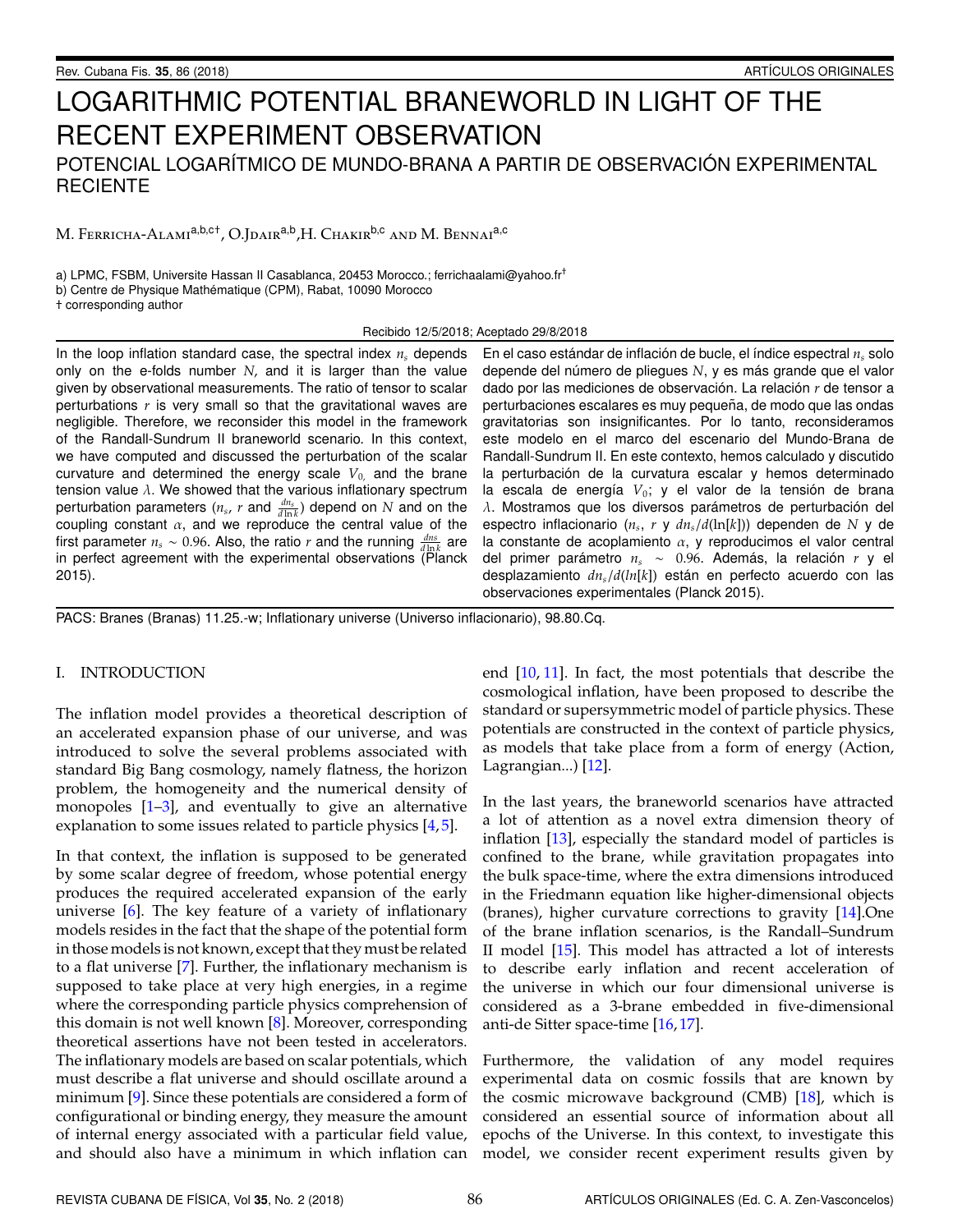# LOGARITHMIC POTENTIAL BRANEWORLD IN LIGHT OF THE RECENT EXPERIMENT OBSERVATION

## POTENCIAL LOGARÍTMICO DE MUNDO-BRANA A PARTIR DE OBSERVACIÓN EXPERIMENTAL RECIENTE

M. Ferricha-Alami[a,b,c†], O.Jdair[a,b], H. Chakir[b,c] and M. Bennai[a,c]

a) LPMC, FSBM, Universite Hassan II Casablanca, 20453 Morocco.; ferrichaalami@yahoo.fr[†]
b) Centre de Physique Mathématique (CPM), Rabat, 10090 Morocco
† corresponding author

Recibido 12/5/2018; Aceptado 29/8/2018

In the loop inflation standard case, the spectral index $n_s$ depends only on the e-folds number $N$, and it is larger than the value given by observational measurements. The ratio of tensor to scalar perturbations $r$ is very small so that the gravitational waves are negligible. Therefore, we reconsider this model in the framework of the Randall-Sundrum II braneworld scenario. In this context, we have computed and discussed the perturbation of the scalar curvature and determined the energy scale $V_{0,}$ and the brane tension value $\lambda$. We showed that the various inflationary spectrum perturbation parameters ($n_s$, $r$ and $\frac{dn_s}{d\ln k}$) depend on $N$ and on the coupling constant $\alpha$, and we reproduce the central value of the first parameter $n_s \sim 0.96$. Also, the ratio $r$ and the running $\frac{dns}{d\ln k}$ are in perfect agreement with the experimental observations (Planck 2015).

En el caso estándar de inflación de bucle, el índice espectral $n_s$ solo depende del número de pliegues $N$, y es más grande que el valor dado por las mediciones de observación. La relación $r$ de tensor a perturbaciones escalares es muy pequeña, de modo que las ondas gravitatorias son insignificantes. Por lo tanto, reconsideramos este modelo en el marco del escenario del Mundo-Brana de Randall-Sundrum II. En este contexto, hemos calculado y discutido la perturbación de la curvatura escalar y hemos determinado la escala de energía $V_0$; y el valor de la tensión de brana $\lambda$. Mostramos que los diversos parámetros de perturbación del espectro inflacionario ($n_s$, $r$ y $dn_s/d(\ln[k])$) dependen de $N$ y de la constante de acoplamiento $\alpha$, y reproducimos el valor central del primer parámetro $n_s \sim 0.96$. Además, la relación $r$ y el desplazamiento $dn_s/d(ln[k])$ están en perfecto acuerdo con las observaciones experimentales (Planck 2015).

PACS: Branes (Branas) 11.25.-w; Inflationary universe (Universo inflacionario), 98.80.Cq.

## I. INTRODUCTION

The inflation model provides a theoretical description of an accelerated expansion phase of our universe, and was introduced to solve the several problems associated with standard Big Bang cosmology, namely flatness, the horizon problem, the homogeneity and the numerical density of monopoles [1–3], and eventually to give an alternative explanation to some issues related to particle physics [4,5].

In that context, the inflation is supposed to be generated by some scalar degree of freedom, whose potential energy produces the required accelerated expansion of the early universe [6]. The key feature of a variety of inflationary models resides in the fact that the shape of the potential form in those models is not known, except that they must be related to a flat universe [7]. Further, the inflationary mechanism is supposed to take place at very high energies, in a regime where the corresponding particle physics comprehension of this domain is not well known [8]. Moreover, corresponding theoretical assertions have not been tested in accelerators. The inflationary models are based on scalar potentials, which must describe a flat universe and should oscillate around a minimum [9]. Since these potentials are considered a form of configurational or binding energy, they measure the amount of internal energy associated with a particular field value, and should also have a minimum in which inflation can end [10,11]. In fact, the most potentials that describe the cosmological inflation, have been proposed to describe the standard or supersymmetric model of particle physics. These potentials are constructed in the context of particle physics, as models that take place from a form of energy (Action, Lagrangian...) [12].

In the last years, the braneworld scenarios have attracted a lot of attention as a novel extra dimension theory of inflation [13], especially the standard model of particles is confined to the brane, while gravitation propagates into the bulk space-time, where the extra dimensions introduced in the Friedmann equation like higher-dimensional objects (branes), higher curvature corrections to gravity [14].One of the brane inflation scenarios, is the Randall–Sundrum II model [15]. This model has attracted a lot of interests to describe early inflation and recent acceleration of the universe in which our four dimensional universe is considered as a 3-brane embedded in five-dimensional anti-de Sitter space-time [16,17].

Furthermore, the validation of any model requires experimental data on cosmic fossils that are known by the cosmic microwave background (CMB) [18], which is considered an essential source of information about all epochs of the Universe. In this context, to investigate this model, we consider recent experiment results given by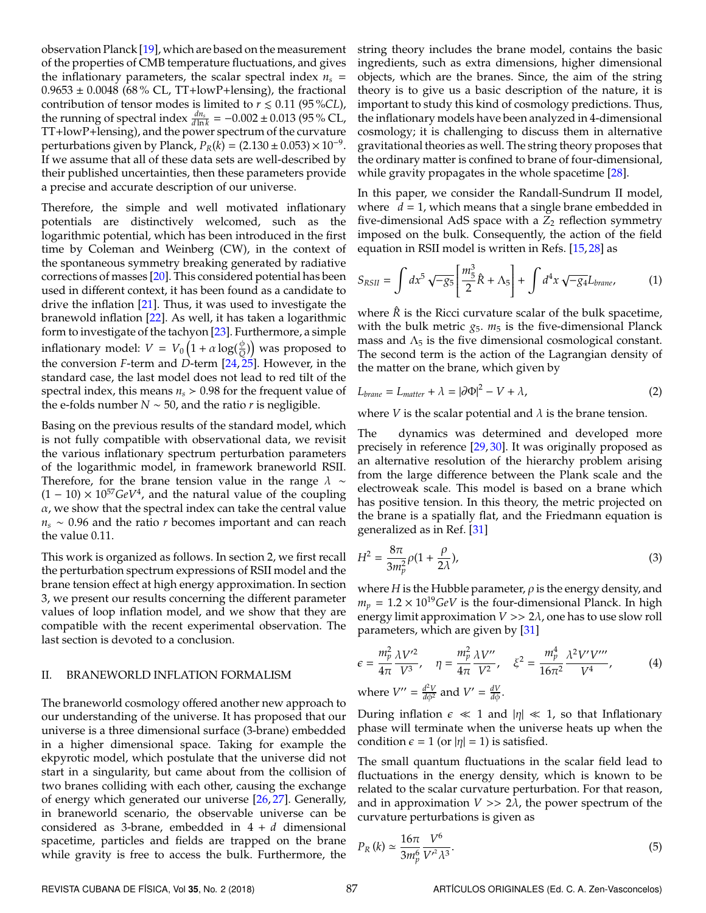observation Planck [19], which are based on the measurement of the properties of CMB temperature fluctuations, and gives the inflationary parameters, the scalar spectral index $n_s = 0.9653 \pm 0.0048$ (68 % CL, TT+lowP+lensing), the fractional contribution of tensor modes is limited to $r \lesssim 0.11$ (95 %$CL$), the running of spectral index $\frac{dn_s}{d\ln k} = -0.002 \pm 0.013$ (95 % CL, TT+lowP+lensing), and the power spectrum of the curvature perturbations given by Planck, $P_R(k) = (2.130 \pm 0.053) \times 10^{-9}$. If we assume that all of these data sets are well-described by their published uncertainties, then these parameters provide a precise and accurate description of our universe.

Therefore, the simple and well motivated inflationary potentials are distinctively welcomed, such as the logarithmic potential, which has been introduced in the first time by Coleman and Weinberg (CW), in the context of the spontaneous symmetry breaking generated by radiative corrections of masses [20]. This considered potential has been used in different context, it has been found as a candidate to drive the inflation [21]. Thus, it was used to investigate the branewold inflation [22]. As well, it has taken a logarithmic form to investigate of the tachyon [23]. Furthermore, a simple inflationary model: $V = V_0\left(1 + \alpha \log(\frac{\phi}{Q})\right)$ was proposed to the conversion $F$-term and $D$-term [24, 25]. However, in the standard case, the last model does not lead to red tilt of the spectral index, this means $n_s > 0.98$ for the frequent value of the e-folds number $N \sim 50$, and the ratio $r$ is negligible.

Basing on the previous results of the standard model, which is not fully compatible with observational data, we revisit the various inflationary spectrum perturbation parameters of the logarithmic model, in framework braneworld RSII. Therefore, for the brane tension value in the range $\lambda \sim (1-10) \times 10^{57} GeV^4$, and the natural value of the coupling $\alpha$, we show that the spectral index can take the central value $n_s \sim 0.96$ and the ratio $r$ becomes important and can reach the value 0.11.

This work is organized as follows. In section 2, we first recall the perturbation spectrum expressions of RSII model and the brane tension effect at high energy approximation. In section 3, we present our results concerning the different parameter values of loop inflation model, and we show that they are compatible with the recent experimental observation. The last section is devoted to a conclusion.

## II. BRANEWORLD INFLATION FORMALISM

The braneworld cosmology offered another new approach to our understanding of the universe. It has proposed that our universe is a three dimensional surface (3-brane) embedded in a higher dimensional space. Taking for example the ekpyrotic model, which postulate that the universe did not start in a singularity, but came about from the collision of two branes colliding with each other, causing the exchange of energy which generated our universe [26, 27]. Generally, in braneworld scenario, the observable universe can be considered as 3-brane, embedded in $4+d$ dimensional spacetime, particles and fields are trapped on the brane while gravity is free to access the bulk. Furthermore, the string theory includes the brane model, contains the basic ingredients, such as extra dimensions, higher dimensional objects, which are the branes. Since, the aim of the string theory is to give us a basic description of the nature, it is important to study this kind of cosmology predictions. Thus, the inflationary models have been analyzed in 4-dimensional cosmology; it is challenging to discuss them in alternative gravitational theories as well. The string theory proposes that the ordinary matter is confined to brane of four-dimensional, while gravity propagates in the whole spacetime [28].

In this paper, we consider the Randall-Sundrum II model, where $d = 1$, which means that a single brane embedded in five-dimensional AdS space with a $Z_2$ reflection symmetry imposed on the bulk. Consequently, the action of the field equation in RSII model is written in Refs. [15, 28] as

$$S_{RSII} = \int dx^5 \sqrt{-g_5}\left[\frac{m_5^3}{2}\hat{R} + \Lambda_5\right] + \int d^4x \sqrt{-g_4} L_{brane}, \qquad (1)$$

where $\hat{R}$ is the Ricci curvature scalar of the bulk spacetime, with the bulk metric $g_5$. $m_5$ is the five-dimensional Planck mass and $\Lambda_5$ is the five dimensional cosmological constant. The second term is the action of the Lagrangian density of the matter on the brane, which given by

$$L_{brane} = L_{matter} + \lambda = |\partial\Phi|^2 - V + \lambda, \qquad (2)$$

where $V$ is the scalar potential and $\lambda$ is the brane tension.

The dynamics was determined and developed more precisely in reference [29, 30]. It was originally proposed as an alternative resolution of the hierarchy problem arising from the large difference between the Plank scale and the electroweak scale. This model is based on a brane which has positive tension. In this theory, the metric projected on the brane is a spatially flat, and the Friedmann equation is generalized as in Ref. [31]

$$H^2 = \frac{8\pi}{3m_p^2}\rho(1 + \frac{\rho}{2\lambda}), \qquad (3)$$

where $H$ is the Hubble parameter, $\rho$ is the energy density, and $m_p = 1.2 \times 10^{19} GeV$ is the four-dimensional Planck. In high energy limit approximation $V >> 2\lambda$, one has to use slow roll parameters, which are given by [31]

$$\epsilon = \frac{m_p^2}{4\pi}\frac{\lambda V'^2}{V^3}, \quad \eta = \frac{m_p^2}{4\pi}\frac{\lambda V''}{V^2}, \quad \xi^2 = \frac{m_p^4}{16\pi^2}\frac{\lambda^2 V' V'''}{V^4}, \qquad (4)$$

where $V'' = \frac{d^2V}{d\phi^2}$ and $V' = \frac{dV}{d\phi}$.

During inflation $\epsilon \ll 1$ and $|\eta| \ll 1$, so that Inflationary phase will terminate when the universe heats up when the condition $\epsilon = 1$ (or $|\eta| = 1$) is satisfied.

The small quantum fluctuations in the scalar field lead to fluctuations in the energy density, which is known to be related to the scalar curvature perturbation. For that reason, and in approximation $V >> 2\lambda$, the power spectrum of the curvature perturbations is given as

$$P_R(k) \simeq \frac{16\pi}{3m_p^6}\frac{V^6}{V'^2\lambda^3}. \qquad (5)$$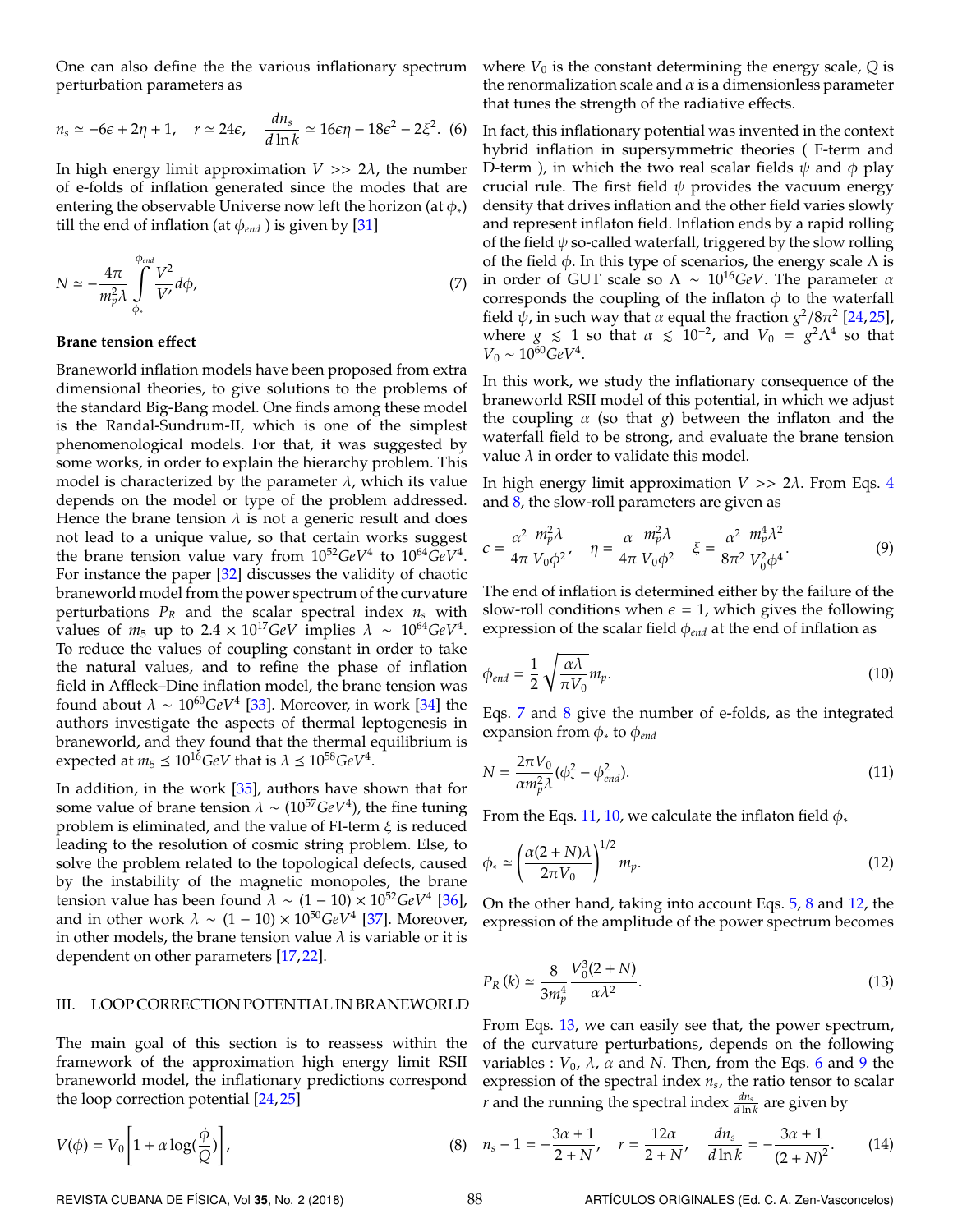One can also define the the various inflationary spectrum perturbation parameters as

$$n_s \simeq -6\epsilon + 2\eta + 1, \quad r \simeq 24\epsilon, \quad \frac{dn_s}{d\ln k} \simeq 16\epsilon\eta - 18\epsilon^2 - 2\xi^2. \tag{6}$$

In high energy limit approximation $V >> 2\lambda$, the number of e-folds of inflation generated since the modes that are entering the observable Universe now left the horizon (at $\phi_*$) till the end of inflation (at $\phi_{end}$ ) is given by [31]

$$N \simeq -\frac{4\pi}{m_p^2\lambda}\int_{\phi_*}^{\phi_{end}} \frac{V^2}{V'} d\phi, \tag{7}$$

**Brane tension effect**

Braneworld inflation models have been proposed from extra dimensional theories, to give solutions to the problems of the standard Big-Bang model. One finds among these model is the Randal-Sundrum-II, which is one of the simplest phenomenological models. For that, it was suggested by some works, in order to explain the hierarchy problem. This model is characterized by the parameter $\lambda$, which its value depends on the model or type of the problem addressed. Hence the brane tension $\lambda$ is not a generic result and does not lead to a unique value, so that certain works suggest the brane tension value vary from $10^{52}GeV^4$ to $10^{64}GeV^4$. For instance the paper [32] discusses the validity of chaotic braneworld model from the power spectrum of the curvature perturbations $P_R$ and the scalar spectral index $n_s$ with values of $m_5$ up to $2.4 \times 10^{17}GeV$ implies $\lambda \sim 10^{64}GeV^4$. To reduce the values of coupling constant in order to take the natural values, and to refine the phase of inflation field in Affleck–Dine inflation model, the brane tension was found about $\lambda \sim 10^{60}GeV^4$ [33]. Moreover, in work [34] the authors investigate the aspects of thermal leptogenesis in braneworld, and they found that the thermal equilibrium is expected at $m_5 \leq 10^{16}GeV$ that is $\lambda \leq 10^{58}GeV^4$.

In addition, in the work [35], authors have shown that for some value of brane tension $\lambda \sim (10^{57}GeV^4)$, the fine tuning problem is eliminated, and the value of FI-term $\xi$ is reduced leading to the resolution of cosmic string problem. Else, to solve the problem related to the topological defects, caused by the instability of the magnetic monopoles, the brane tension value has been found $\lambda \sim (1-10) \times 10^{52}GeV^4$ [36], and in other work $\lambda \sim (1-10) \times 10^{50}GeV^4$ [37]. Moreover, in other models, the brane tension value $\lambda$ is variable or it is dependent on other parameters [17,22].

## III. LOOP CORRECTION POTENTIAL IN BRANEWORLD

The main goal of this section is to reassess within the framework of the approximation high energy limit RSII braneworld model, the inflationary predictions correspond the loop correction potential [24,25]

$$V(\phi) = V_0\left[1 + \alpha \log\left(\frac{\phi}{Q}\right)\right], \tag{8}$$

where $V_0$ is the constant determining the energy scale, $Q$ is the renormalization scale and $\alpha$ is a dimensionless parameter that tunes the strength of the radiative effects.

In fact, this inflationary potential was invented in the context hybrid inflation in supersymmetric theories ( F-term and D-term ), in which the two real scalar fields $\psi$ and $\phi$ play crucial rule. The first field $\psi$ provides the vacuum energy density that drives inflation and the other field varies slowly and represent inflaton field. Inflation ends by a rapid rolling of the field $\psi$ so-called waterfall, triggered by the slow rolling of the field $\phi$. In this type of scenarios, the energy scale $\Lambda$ is in order of GUT scale so $\Lambda \sim 10^{16}GeV$. The parameter $\alpha$ corresponds the coupling of the inflaton $\phi$ to the waterfall field $\psi$, in such way that $\alpha$ equal the fraction $g^2/8\pi^2$ [24,25], where $g \lesssim 1$ so that $\alpha \lesssim 10^{-2}$, and $V_0 = g^2\Lambda^4$ so that $V_0 \sim 10^{60}GeV^4$.

In this work, we study the inflationary consequence of the braneworld RSII model of this potential, in which we adjust the coupling $\alpha$ (so that $g$) between the inflaton and the waterfall field to be strong, and evaluate the brane tension value $\lambda$ in order to validate this model.

In high energy limit approximation $V >> 2\lambda$. From Eqs. 4 and 8, the slow-roll parameters are given as

$$\epsilon = \frac{\alpha^2}{4\pi}\frac{m_p^2\lambda}{V_0\phi^2}, \quad \eta = \frac{\alpha}{4\pi}\frac{m_p^2\lambda}{V_0\phi^2} \quad \xi = \frac{\alpha^2}{8\pi^2}\frac{m_p^4\lambda^2}{V_0^2\phi^4}. \tag{9}$$

The end of inflation is determined either by the failure of the slow-roll conditions when $\epsilon = 1$, which gives the following expression of the scalar field $\phi_{end}$ at the end of inflation as

$$\phi_{end} = \frac{1}{2}\sqrt{\frac{\alpha\lambda}{\pi V_0}}m_p. \tag{10}$$

Eqs. 7 and 8 give the number of e-folds, as the integrated expansion from $\phi_*$ to $\phi_{end}$

$$N = \frac{2\pi V_0}{\alpha m_p^2\lambda}(\phi_*^2 - \phi_{end}^2). \tag{11}$$

From the Eqs. 11, 10, we calculate the inflaton field $\phi_*$

$$\phi_* \simeq \left(\frac{\alpha(2+N)\lambda}{2\pi V_0}\right)^{1/2} m_p. \tag{12}$$

On the other hand, taking into account Eqs. 5, 8 and 12, the expression of the amplitude of the power spectrum becomes

$$P_R(k) \simeq \frac{8}{3m_p^4}\frac{V_0^3(2+N)}{\alpha\lambda^2}. \tag{13}$$

From Eqs. 13, we can easily see that, the power spectrum, of the curvature perturbations, depends on the following variables : $V_0$, $\lambda$, $\alpha$ and $N$. Then, from the Eqs. 6 and 9 the expression of the spectral index $n_s$, the ratio tensor to scalar $r$ and the running the spectral index $\frac{dn_s}{d\ln k}$ are given by

$$n_s - 1 = -\frac{3\alpha+1}{2+N}, \quad r = \frac{12\alpha}{2+N}, \quad \frac{dn_s}{d\ln k} = -\frac{3\alpha+1}{(2+N)^2}. \tag{14}$$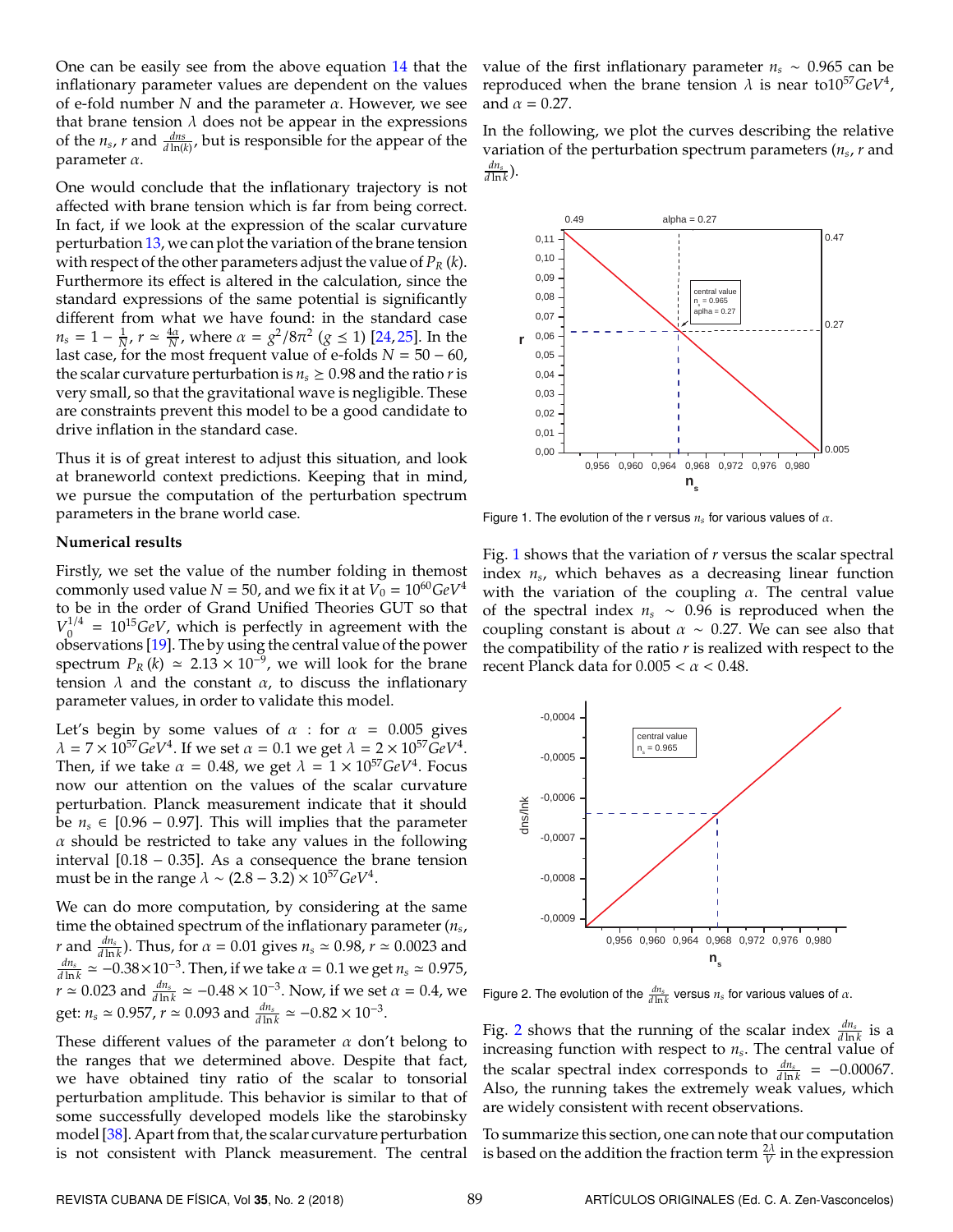One can be easily see from the above equation 14 that the inflationary parameter values are dependent on the values of e-fold number $N$ and the parameter $\alpha$. However, we see that brane tension $\lambda$ does not be appear in the expressions of the $n_s$, $r$ and $\frac{dns}{d\ln(k)}$, but is responsible for the appear of the parameter $\alpha$.

One would conclude that the inflationary trajectory is not affected with brane tension which is far from being correct. In fact, if we look at the expression of the scalar curvature perturbation 13, we can plot the variation of the brane tension with respect of the other parameters adjust the value of $P_R(k)$. Furthermore its effect is altered in the calculation, since the standard expressions of the same potential is significantly different from what we have found: in the standard case $n_s = 1 - \frac{1}{N}$, $r \simeq \frac{4\alpha}{N}$, where $\alpha = g^2/8\pi^2$ ($g \leq 1$) [24, 25]. In the last case, for the most frequent value of e-folds $N = 50 - 60$, the scalar curvature perturbation is $n_s \geq 0.98$ and the ratio $r$ is very small, so that the gravitational wave is negligible. These are constraints prevent this model to be a good candidate to drive inflation in the standard case.

Thus it is of great interest to adjust this situation, and look at braneworld context predictions. Keeping that in mind, we pursue the computation of the perturbation spectrum parameters in the brane world case.

### Numerical results

Firstly, we set the value of the number folding in themost commonly used value $N = 50$, and we fix it at $V_0 = 10^{60} GeV^4$ to be in the order of Grand Unified Theories GUT so that $V_0^{1/4} = 10^{15} GeV$, which is perfectly in agreement with the observations [19]. The by using the central value of the power spectrum $P_R(k) \simeq 2.13 \times 10^{-9}$, we will look for the brane tension $\lambda$ and the constant $\alpha$, to discuss the inflationary parameter values, in order to validate this model.

Let's begin by some values of $\alpha$ : for $\alpha = 0.005$ gives $\lambda = 7 \times 10^{57} GeV^4$. If we set $\alpha = 0.1$ we get $\lambda = 2 \times 10^{57} GeV^4$. Then, if we take $\alpha = 0.48$, we get $\lambda = 1 \times 10^{57} GeV^4$. Focus now our attention on the values of the scalar curvature perturbation. Planck measurement indicate that it should be $n_s \in [0.96 - 0.97]$. This will implies that the parameter $\alpha$ should be restricted to take any values in the following interval $[0.18 - 0.35]$. As a consequence the brane tension must be in the range $\lambda \sim (2.8 - 3.2) \times 10^{57} GeV^4$.

We can do more computation, by considering at the same time the obtained spectrum of the inflationary parameter ($n_s$, $r$ and $\frac{dn_s}{d\ln k}$). Thus, for $\alpha = 0.01$ gives $n_s \simeq 0.98$, $r \simeq 0.0023$ and $\frac{dn_s}{d\ln k} \simeq -0.38 \times 10^{-3}$. Then, if we take $\alpha = 0.1$ we get $n_s \simeq 0.975$, $r \simeq 0.023$ and $\frac{dn_s}{d\ln k} \simeq -0.48 \times 10^{-3}$. Now, if we set $\alpha = 0.4$, we get: $n_s \simeq 0.957$, $r \simeq 0.093$ and $\frac{dn_s}{d\ln k} \simeq -0.82 \times 10^{-3}$.

These different values of the parameter $\alpha$ don't belong to the ranges that we determined above. Despite that fact, we have obtained tiny ratio of the scalar to tonsorial perturbation amplitude. This behavior is similar to that of some successfully developed models like the starobinsky model [38]. Apart from that, the scalar curvature perturbation is not consistent with Planck measurement. The central value of the first inflationary parameter $n_s \sim 0.965$ can be reproduced when the brane tension $\lambda$ is near to$10^{57} GeV^4$, and $\alpha = 0.27$.

In the following, we plot the curves describing the relative variation of the perturbation spectrum parameters ($n_s$, $r$ and $\frac{dn_s}{d\ln k}$).

Figure 1. The evolution of the r versus $n_s$ for various values of $\alpha$.

Fig. 1 shows that the variation of $r$ versus the scalar spectral index $n_s$, which behaves as a decreasing linear function with the variation of the coupling $\alpha$. The central value of the spectral index $n_s \sim 0.96$ is reproduced when the coupling constant is about $\alpha \sim 0.27$. We can see also that the compatibility of the ratio $r$ is realized with respect to the recent Planck data for $0.005 < \alpha < 0.48$.

Figure 2. The evolution of the $\frac{dn_s}{d\ln k}$ versus $n_s$ for various values of $\alpha$.

Fig. 2 shows that the running of the scalar index $\frac{dn_s}{d\ln k}$ is a increasing function with respect to $n_s$. The central value of the scalar spectral index corresponds to $\frac{dn_s}{d\ln k} = -0.00067$. Also, the running takes the extremely weak values, which are widely consistent with recent observations.

To summarize this section, one can note that our computation is based on the addition the fraction term $\frac{2\lambda}{V}$ in the expression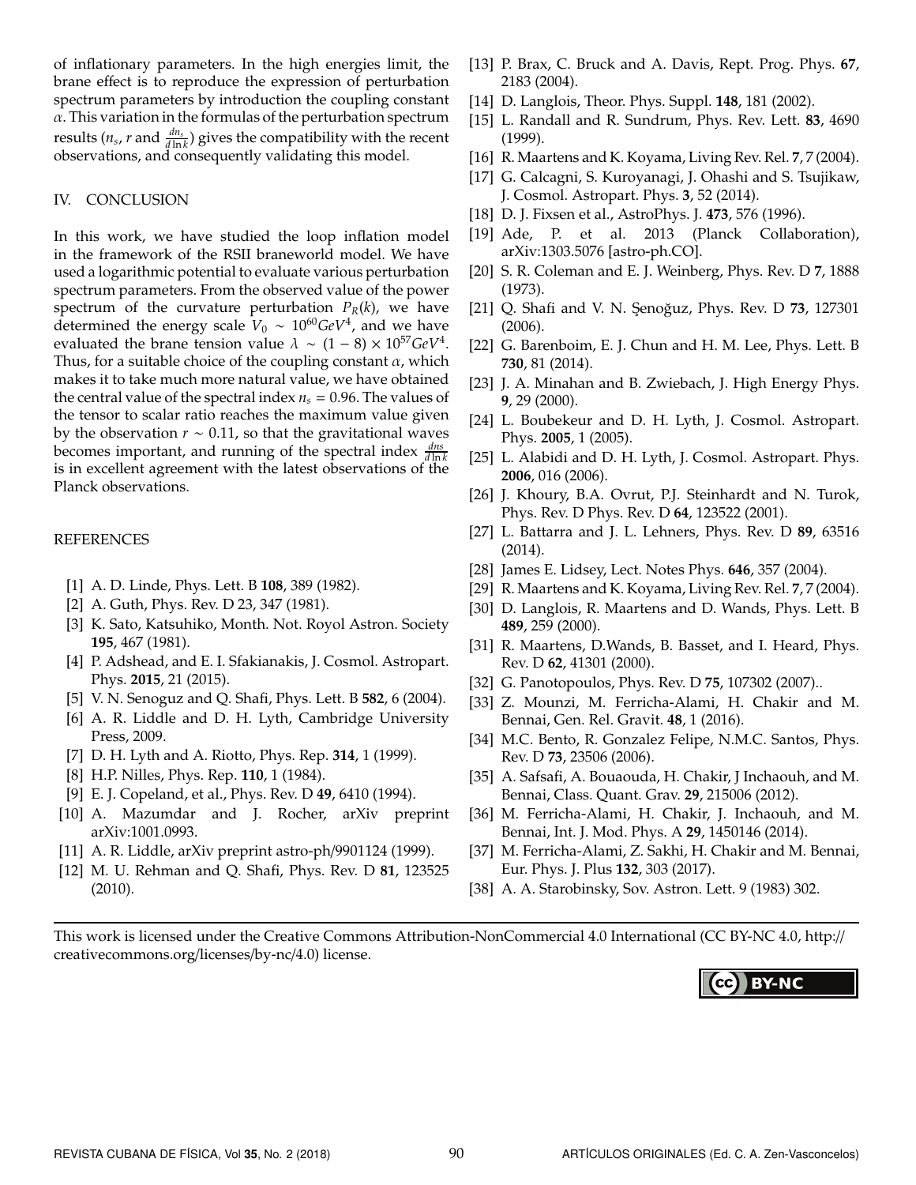of inflationary parameters. In the high energies limit, the brane effect is to reproduce the expression of perturbation spectrum parameters by introduction the coupling constant $\alpha$. This variation in the formulas of the perturbation spectrum results ($n_s$, $r$ and $\frac{dn_s}{d\ln k}$) gives the compatibility with the recent observations, and consequently validating this model.

## IV. CONCLUSION

In this work, we have studied the loop inflation model in the framework of the RSII braneworld model. We have used a logarithmic potential to evaluate various perturbation spectrum parameters. From the observed value of the power spectrum of the curvature perturbation $P_R(k)$, we have determined the energy scale $V_0 \sim 10^{60}GeV^4$, and we have evaluated the brane tension value $\lambda \sim (1-8) \times 10^{57}GeV^4$. Thus, for a suitable choice of the coupling constant $\alpha$, which makes it to take much more natural value, we have obtained the central value of the spectral index $n_s = 0.96$. The values of the tensor to scalar ratio reaches the maximum value given by the observation $r \sim 0.11$, so that the gravitational waves becomes important, and running of the spectral index $\frac{dns}{d\ln k}$ is in excellent agreement with the latest observations of the Planck observations.

## REFERENCES

[1] A. D. Linde, Phys. Lett. B **108**, 389 (1982).
[2] A. Guth, Phys. Rev. D 23, 347 (1981).
[3] K. Sato, Katsuhiko, Month. Not. Royol Astron. Society **195**, 467 (1981).
[4] P. Adshead, and E. I. Sfakianakis, J. Cosmol. Astropart. Phys. **2015**, 21 (2015).
[5] V. N. Senoguz and Q. Shafi, Phys. Lett. B **582**, 6 (2004).
[6] A. R. Liddle and D. H. Lyth, Cambridge University Press, 2009.
[7] D. H. Lyth and A. Riotto, Phys. Rep. **314**, 1 (1999).
[8] H.P. Nilles, Phys. Rep. **110**, 1 (1984).
[9] E. J. Copeland, et al., Phys. Rev. D **49**, 6410 (1994).
[10] A. Mazumdar and J. Rocher, arXiv preprint arXiv:1001.0993.
[11] A. R. Liddle, arXiv preprint astro-ph/9901124 (1999).
[12] M. U. Rehman and Q. Shafi, Phys. Rev. D **81**, 123525 (2010).
[13] P. Brax, C. Bruck and A. Davis, Rept. Prog. Phys. **67**, 2183 (2004).
[14] D. Langlois, Theor. Phys. Suppl. **148**, 181 (2002).
[15] L. Randall and R. Sundrum, Phys. Rev. Lett. **83**, 4690 (1999).
[16] R. Maartens and K. Koyama, Living Rev. Rel. **7**, 7 (2004).
[17] G. Calcagni, S. Kuroyanagi, J. Ohashi and S. Tsujikaw, J. Cosmol. Astropart. Phys. **3**, 52 (2014).
[18] D. J. Fixsen et al., AstroPhys. J. **473**, 576 (1996).
[19] Ade, P. et al. 2013 (Planck Collaboration), arXiv:1303.5076 [astro-ph.CO].
[20] S. R. Coleman and E. J. Weinberg, Phys. Rev. D **7**, 1888 (1973).
[21] Q. Shafi and V. N. Şenoğuz, Phys. Rev. D **73**, 127301 (2006).
[22] G. Barenboim, E. J. Chun and H. M. Lee, Phys. Lett. B **730**, 81 (2014).
[23] J. A. Minahan and B. Zwiebach, J. High Energy Phys. **9**, 29 (2000).
[24] L. Boubekeur and D. H. Lyth, J. Cosmol. Astropart. Phys. **2005**, 1 (2005).
[25] L. Alabidi and D. H. Lyth, J. Cosmol. Astropart. Phys. **2006**, 016 (2006).
[26] J. Khoury, B.A. Ovrut, P.J. Steinhardt and N. Turok, Phys. Rev. D Phys. Rev. D **64**, 123522 (2001).
[27] L. Battarra and J. L. Lehners, Phys. Rev. D **89**, 63516 (2014).
[28] James E. Lidsey, Lect. Notes Phys. **646**, 357 (2004).
[29] R. Maartens and K. Koyama, Living Rev. Rel. **7**, 7 (2004).
[30] D. Langlois, R. Maartens and D. Wands, Phys. Lett. B **489**, 259 (2000).
[31] R. Maartens, D.Wands, B. Basset, and I. Heard, Phys. Rev. D **62**, 41301 (2000).
[32] G. Panotopoulos, Phys. Rev. D **75**, 107302 (2007)..
[33] Z. Mounzi, M. Ferricha-Alami, H. Chakir and M. Bennai, Gen. Rel. Gravit. **48**, 1 (2016).
[34] M.C. Bento, R. Gonzalez Felipe, N.M.C. Santos, Phys. Rev. D **73**, 23506 (2006).
[35] A. Safsafi, A. Bouaouda, H. Chakir, J Inchaouh, and M. Bennai, Class. Quant. Grav. **29**, 215006 (2012).
[36] M. Ferricha-Alami, H. Chakir, J. Inchaouh, and M. Bennai, Int. J. Mod. Phys. A **29**, 1450146 (2014).
[37] M. Ferricha-Alami, Z. Sakhi, H. Chakir and M. Bennai, Eur. Phys. J. Plus **132**, 303 (2017).
[38] A. A. Starobinsky, Sov. Astron. Lett. 9 (1983) 302.

This work is licensed under the Creative Commons Attribution-NonCommercial 4.0 International (CC BY-NC 4.0, http://creativecommons.org/licenses/by-nc/4.0) license.